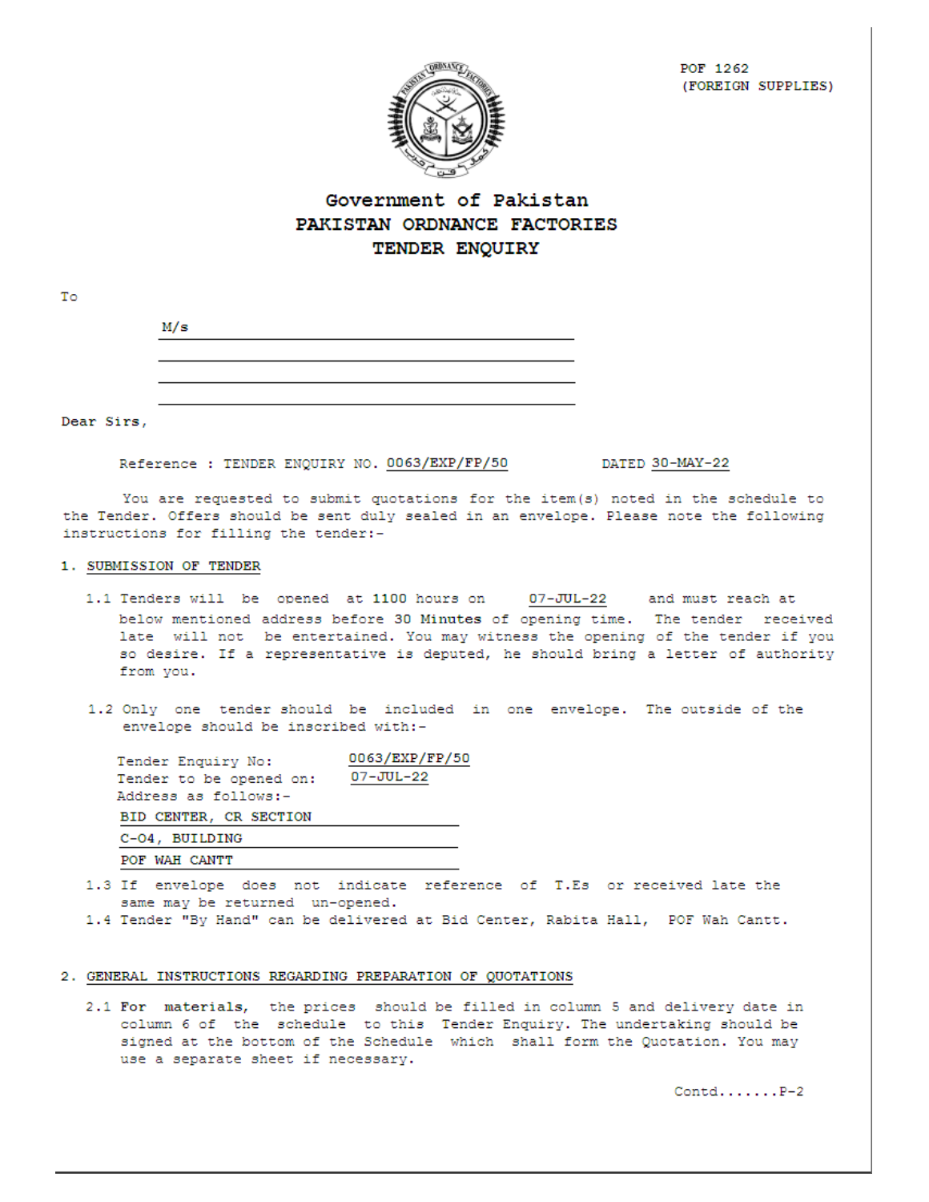POF 1262
(FOREIGN SUPPLIES)

# Government of Pakistan
# PAKISTAN ORDNANCE FACTORIES
# TENDER ENQUIRY

To

M/s ______________________________

______________________________

______________________________

______________________________

Dear Sirs,

Reference : TENDER ENQUIRY NO. 0063/EXP/FP/50 DATED 30-MAY-22

You are requested to submit quotations for the item(s) noted in the schedule to the Tender. Offers should be sent duly sealed in an envelope. Please note the following instructions for filling the tender:-

## 1. SUBMISSION OF TENDER

1.1 Tenders will be opened at 1100 hours on 07-JUL-22 and must reach at below mentioned address before **30 Minutes** of opening time. The tender received late will not be entertained. You may witness the opening of the tender if you so desire. If a representative is deputed, he should bring a letter of authority from you.

1.2 Only one tender should be included in one envelope. The outside of the envelope should be inscribed with:-

Tender Enquiry No: 0063/EXP/FP/50
Tender to be opened on: 07-JUL-22
Address as follows:-
BID CENTER, CR SECTION
C-04, BUILDING
POF WAH CANTT

1.3 If envelope does not indicate reference of T.Es or received late the same may be returned un-opened.

1.4 Tender "By Hand" can be delivered at Bid Center, Rabita Hall, POF Wah Cantt.

## 2. GENERAL INSTRUCTIONS REGARDING PREPARATION OF QUOTATIONS

2.1 **For materials,** the prices should be filled in column 5 and delivery date in column 6 of the schedule to this Tender Enquiry. The undertaking should be signed at the bottom of the Schedule which shall form the Quotation. You may use a separate sheet if necessary.

Contd.......P-2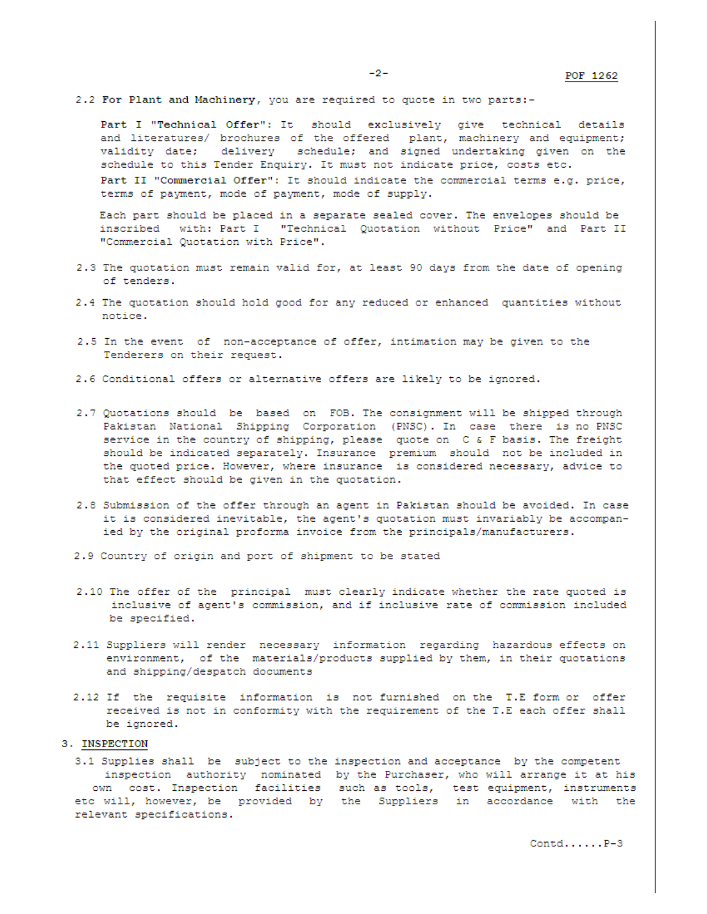POF 1262

2.2 **For Plant and Machinery**, you are required to quote in two parts:-

**Part I "Technical Offer"**: It should exclusively give technical details and literatures/ brochures of the offered plant, machinery and equipment; validity date; delivery schedule; and signed undertaking given on the schedule to this Tender Enquiry. It must not indicate price, costs etc.

**Part II "Commercial Offer"**: It should indicate the commercial terms e.g. price, terms of payment, mode of payment, mode of supply.

Each part should be placed in a separate sealed cover. The envelopes should be inscribed with: Part I "Technical Quotation without Price" and Part II "Commercial Quotation with Price".

2.3 The quotation must remain valid for, at least 90 days from the date of opening of tenders.

2.4 The quotation should hold good for any reduced or enhanced quantities without notice.

2.5 In the event of non-acceptance of offer, intimation may be given to the Tenderers on their request.

2.6 Conditional offers or alternative offers are likely to be ignored.

2.7 Quotations should be based on FOB. The consignment will be shipped through Pakistan National Shipping Corporation (PNSC). In case there is no PNSC service in the country of shipping, please quote on C & F basis. The freight should be indicated separately. Insurance premium should not be included in the quoted price. However, where insurance is considered necessary, advice to that effect should be given in the quotation.

2.8 Submission of the offer through an agent in Pakistan should be avoided. In case it is considered inevitable, the agent's quotation must invariably be accompanied by the original proforma invoice from the principals/manufacturers.

2.9 Country of origin and port of shipment to be stated

2.10 The offer of the principal must clearly indicate whether the rate quoted is inclusive of agent's commission, and if inclusive rate of commission included be specified.

2.11 Suppliers will render necessary information regarding hazardous effects on environment, of the materials/products supplied by them, in their quotations and shipping/despatch documents

2.12 If the requisite information is not furnished on the T.E form or offer received is not in conformity with the requirement of the T.E each offer shall be ignored.

## 3. INSPECTION

3.1 Supplies shall be subject to the inspection and acceptance by the competent inspection authority nominated by the Purchaser, who will arrange it at his own cost. Inspection facilities such as tools, test equipment, instruments etc will, however, be provided by the Suppliers in accordance with the relevant specifications.

Contd......P-3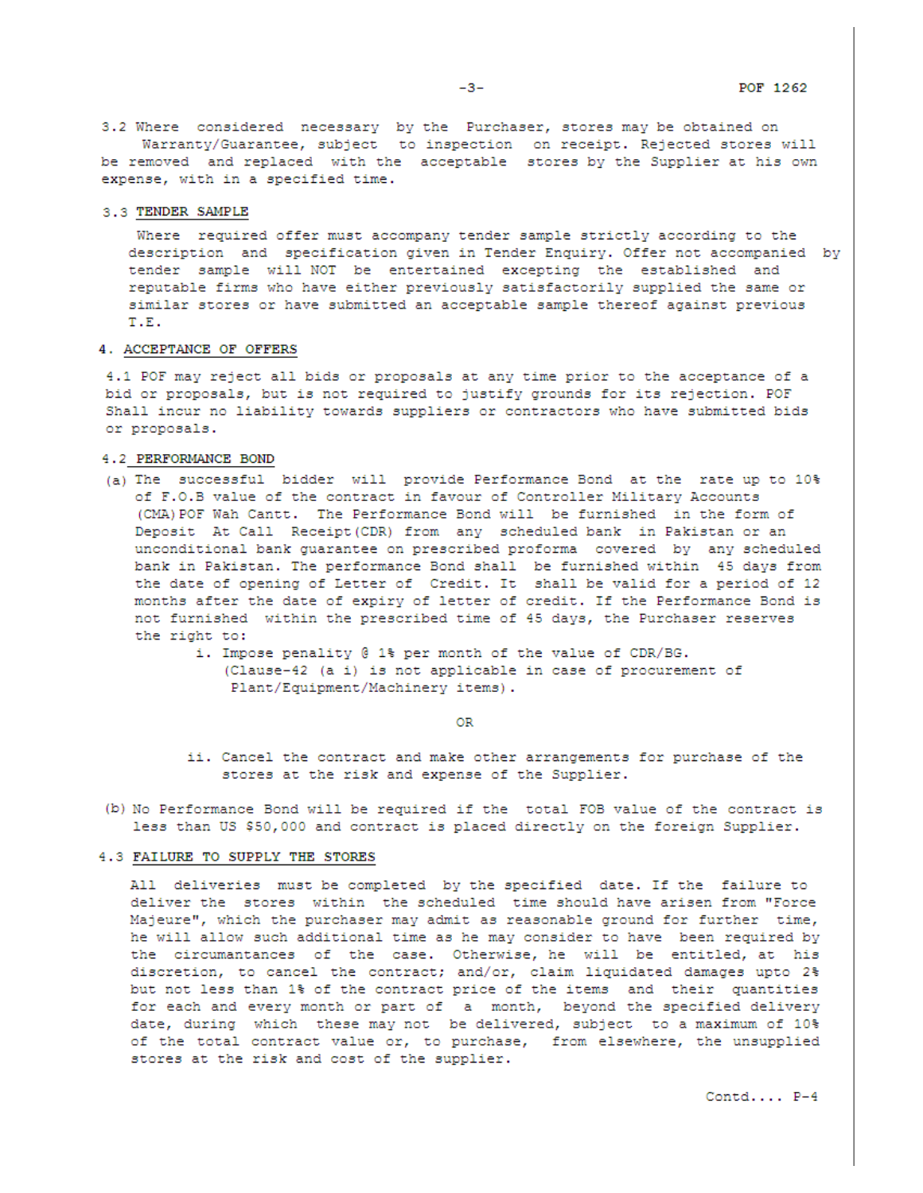3.2 Where considered necessary by the Purchaser, stores may be obtained on Warranty/Guarantee, subject to inspection on receipt. Rejected stores will be removed and replaced with the acceptable stores by the Supplier at his own expense, with in a specified time.

3.3 **TENDER SAMPLE**

Where required offer must accompany tender sample strictly according to the description and specification given in Tender Enquiry. Offer not accompanied by tender sample will NOT be entertained excepting the established and reputable firms who have either previously satisfactorily supplied the same or similar stores or have submitted an acceptable sample thereof against previous T.E.

## 4. ACCEPTANCE OF OFFERS

4.1 POF may reject all bids or proposals at any time prior to the acceptance of a bid or proposals, but is not required to justify grounds for its rejection. POF Shall incur no liability towards suppliers or contractors who have submitted bids or proposals.

4.2 **PERFORMANCE BOND**

(a) The successful bidder will provide Performance Bond at the rate up to 10% of F.O.B value of the contract in favour of Controller Military Accounts (CMA)POF Wah Cantt. The Performance Bond will be furnished in the form of Deposit At Call Receipt(CDR) from any scheduled bank in Pakistan or an unconditional bank guarantee on prescribed proforma covered by any scheduled bank in Pakistan. The performance Bond shall be furnished within 45 days from the date of opening of Letter of Credit. It shall be valid for a period of 12 months after the date of expiry of letter of credit. If the Performance Bond is not furnished within the prescribed time of 45 days, the Purchaser reserves the right to:

i. Impose penality @ 1% per month of the value of CDR/BG. (Clause-42 (a i) is not applicable in case of procurement of Plant/Equipment/Machinery items).

OR

ii. Cancel the contract and make other arrangements for purchase of the stores at the risk and expense of the Supplier.

(b) No Performance Bond will be required if the total FOB value of the contract is less than US $50,000 and contract is placed directly on the foreign Supplier.

4.3 **FAILURE TO SUPPLY THE STORES**

All deliveries must be completed by the specified date. If the failure to deliver the stores within the scheduled time should have arisen from "Force Majeure", which the purchaser may admit as reasonable ground for further time, he will allow such additional time as he may consider to have been required by the circumstances of the case. Otherwise, he will be entitled, at his discretion, to cancel the contract; and/or, claim liquidated damages upto 2% but not less than 1% of the contract price of the items and their quantities for each and every month or part of a month, beyond the specified delivery date, during which these may not be delivered, subject to a maximum of 10% of the total contract value or, to purchase, from elsewhere, the unsupplied stores at the risk and cost of the supplier.

Contd.... P-4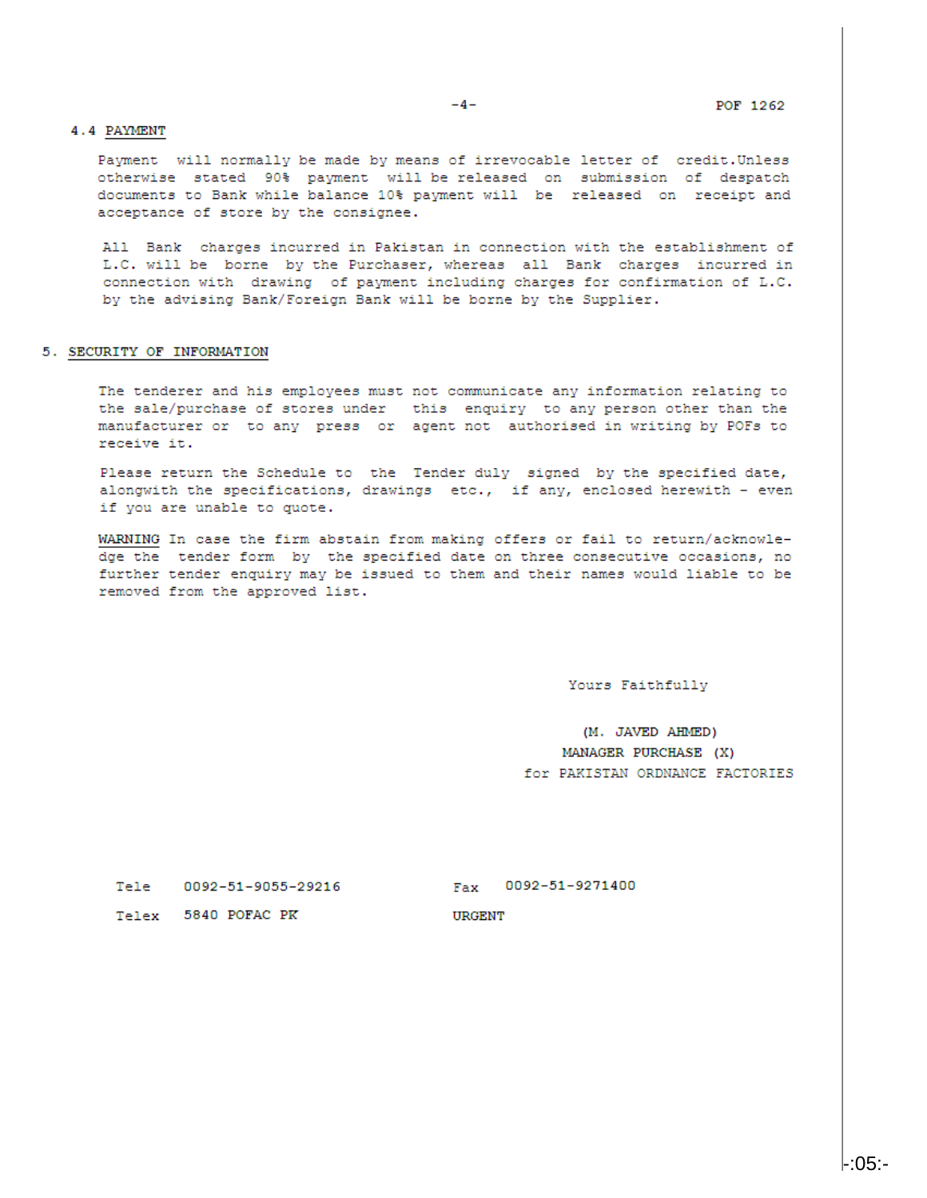### 4.4 PAYMENT

Payment will normally be made by means of irrevocable letter of credit.Unless otherwise stated 90% payment will be released on submission of despatch documents to Bank while balance 10% payment will be released on receipt and acceptance of store by the consignee.

All Bank charges incurred in Pakistan in connection with the establishment of L.C. will be borne by the Purchaser, whereas all Bank charges incurred in connection with drawing of payment including charges for confirmation of L.C. by the advising Bank/Foreign Bank will be borne by the Supplier.

## 5. SECURITY OF INFORMATION

The tenderer and his employees must not communicate any information relating to the sale/purchase of stores under this enquiry to any person other than the manufacturer or to any press or agent not authorised in writing by POFs to receive it.

Please return the Schedule to the Tender duly signed by the specified date, alongwith the specifications, drawings etc., if any, enclosed herewith - even if you are unable to quote.

WARNING In case the firm abstain from making offers or fail to return/acknowledge the tender form by the specified date on three consecutive occasions, no further tender enquiry may be issued to them and their names would liable to be removed from the approved list.

Yours Faithfully

(M. JAVED AHMED)
MANAGER PURCHASE (X)
for PAKISTAN ORDNANCE FACTORIES

Tele 0092-51-9055-29216 Fax 0092-51-9271400

Telex 5840 POFAC PK URGENT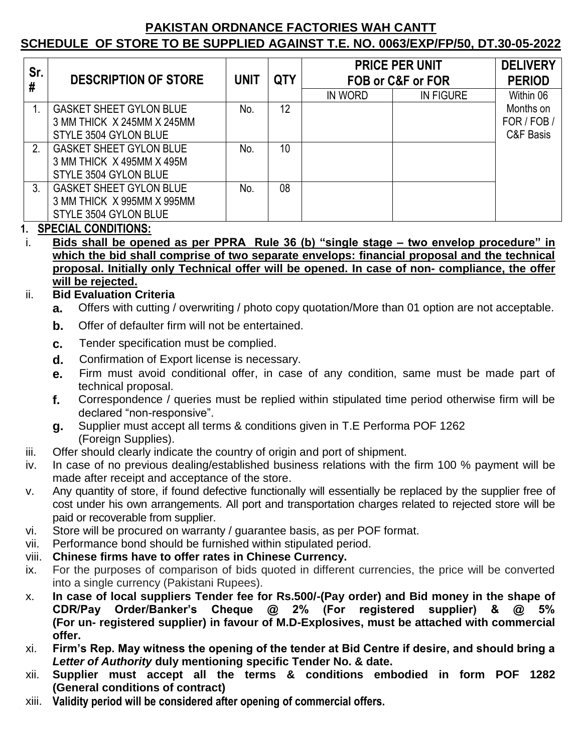## PAKISTAN ORDNANCE FACTORIES WAH CANTT

## SCHEDULE OF STORE TO BE SUPPLIED AGAINST T.E. NO. 0063/EXP/FP/50, DT.30-05-2022

| Sr. # | DESCRIPTION OF STORE | UNIT | QTY | PRICE PER UNIT FOB or C&F or FOR | | DELIVERY PERIOD |
|---|---|---|---|---|---|---|
| | | | | IN WORD | IN FIGURE | Within 06 Months on FOR / FOB / C&F Basis |
| 1. | GASKET SHEET GYLON BLUE 3 MM THICK X 245MM X 245MM STYLE 3504 GYLON BLUE | No. | 12 | | | |
| 2. | GASKET SHEET GYLON BLUE 3 MM THICK X 495MM X 495M STYLE 3504 GYLON BLUE | No. | 10 | | | |
| 3. | GASKET SHEET GYLON BLUE 3 MM THICK X 995MM X 995MM STYLE 3504 GYLON BLUE | No. | 08 | | | |

**1. SPECIAL CONDITIONS:**

i. **Bids shall be opened as per PPRA Rule 36 (b) "single stage – two envelop procedure" in which the bid shall comprise of two separate envelops: financial proposal and the technical proposal. Initially only Technical offer will be opened. In case of non- compliance, the offer will be rejected.**

ii. **Bid Evaluation Criteria**
   - **a.** Offers with cutting / overwriting / photo copy quotation/More than 01 option are not acceptable.
   - **b.** Offer of defaulter firm will not be entertained.
   - **c.** Tender specification must be complied.
   - **d.** Confirmation of Export license is necessary.
   - **e.** Firm must avoid conditional offer, in case of any condition, same must be made part of technical proposal.
   - **f.** Correspondence / queries must be replied within stipulated time period otherwise firm will be declared "non-responsive".
   - **g.** Supplier must accept all terms & conditions given in T.E Performa POF 1262 (Foreign Supplies).

iii. Offer should clearly indicate the country of origin and port of shipment.

iv. In case of no previous dealing/established business relations with the firm 100 % payment will be made after receipt and acceptance of the store.

v. Any quantity of store, if found defective functionally will essentially be replaced by the supplier free of cost under his own arrangements. All port and transportation charges related to rejected store will be paid or recoverable from supplier.

vi. Store will be procured on warranty / guarantee basis, as per POF format.

vii. Performance bond should be furnished within stipulated period.

viii. **Chinese firms have to offer rates in Chinese Currency.**

ix. For the purposes of comparison of bids quoted in different currencies, the price will be converted into a single currency (Pakistani Rupees).

x. **In case of local suppliers Tender fee for Rs.500/-(Pay order) and Bid money in the shape of CDR/Pay Order/Banker's Cheque @ 2% (For registered supplier) & @ 5% (For un- registered supplier) in favour of M.D-Explosives, must be attached with commercial offer.**

xi. **Firm's Rep. May witness the opening of the tender at Bid Centre if desire, and should bring a *Letter of Authority* duly mentioning specific Tender No. & date.**

xii. **Supplier must accept all the terms & conditions embodied in form POF 1282 (General conditions of contract)**

xiii. **Validity period will be considered after opening of commercial offers.**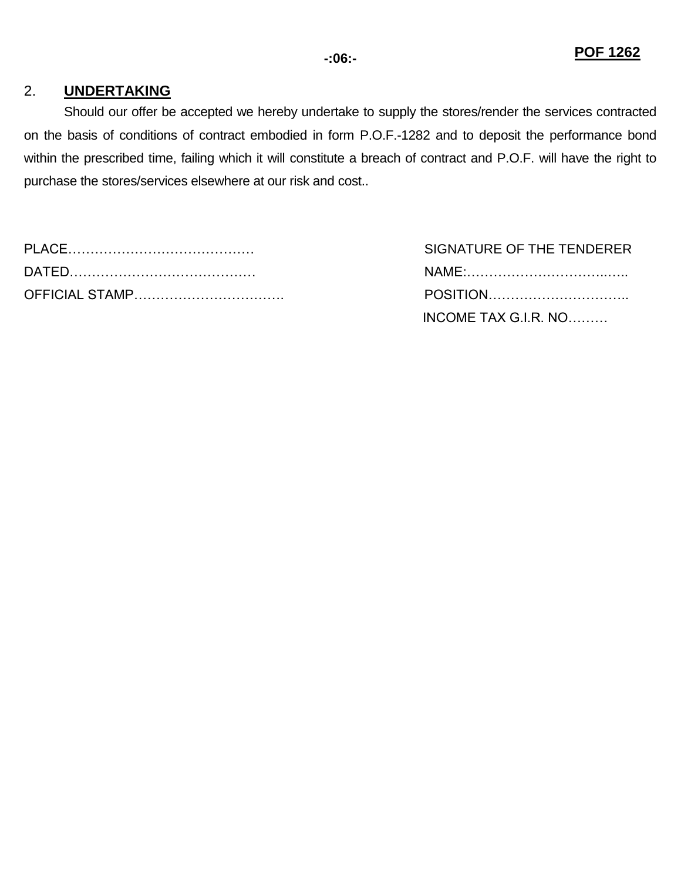**POF 1262**

## 2. UNDERTAKING

Should our offer be accepted we hereby undertake to supply the stores/render the services contracted on the basis of conditions of contract embodied in form P.O.F.-1282 and to deposit the performance bond within the prescribed time, failing which it will constitute a breach of contract and P.O.F. will have the right to purchase the stores/services elsewhere at our risk and cost..

| | |
|---|---|
| PLACE…………………………………… | SIGNATURE OF THE TENDERER |
| DATED…………………………………… | NAME:……………………………..….. |
| OFFICIAL STAMP……………………………. | POSITION………………………….. |
| | INCOME TAX G.I.R. NO……… |